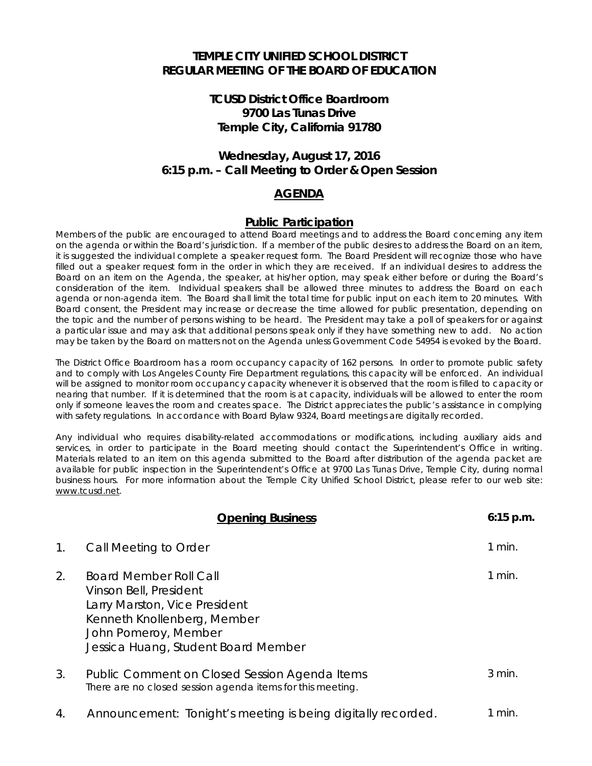# TEMPLE CITY UNIFIED SCHOOL DISTRICT
# REGULAR MEETING OF THE BOARD OF EDUCATION

## TCUSD District Office Boardroom
## 9700 Las Tunas Drive
## Temple City, California 91780

## Wednesday, August 17, 2016
## 6:15 p.m. – Call Meeting to Order & Open Session

## AGENDA

### Public Participation

Members of the public are encouraged to attend Board meetings and to address the Board concerning any item on the agenda or within the Board's jurisdiction. If a member of the public desires to address the Board on an item, it is suggested the individual complete a speaker request form. The Board President will recognize those who have filled out a speaker request form in the order in which they are received. If an individual desires to address the Board on an item on the Agenda, the speaker, at his/her option, may speak either before or during the Board's consideration of the item. Individual speakers shall be allowed three minutes to address the Board on each agenda or non-agenda item. The Board shall limit the total time for public input on each item to 20 minutes. With Board consent, the President may increase or decrease the time allowed for public presentation, depending on the topic and the number of persons wishing to be heard. The President may take a poll of speakers for or against a particular issue and may ask that additional persons speak only if they have something new to add. No action may be taken by the Board on matters not on the Agenda unless Government Code 54954 is evoked by the Board.

The District Office Boardroom has a room occupancy capacity of 162 persons. In order to promote public safety and to comply with Los Angeles County Fire Department regulations, this capacity will be enforced. An individual will be assigned to monitor room occupancy capacity whenever it is observed that the room is filled to capacity or nearing that number. If it is determined that the room is at capacity, individuals will be allowed to enter the room only if someone leaves the room and creates space. The District appreciates the public's assistance in complying with safety regulations. In accordance with Board Bylaw 9324, Board meetings are digitally recorded.

Any individual who requires disability-related accommodations or modifications, including auxiliary aids and services, in order to participate in the Board meeting should contact the Superintendent's Office in writing. Materials related to an item on this agenda submitted to the Board after distribution of the agenda packet are available for public inspection in the Superintendent's Office at 9700 Las Tunas Drive, Temple City, during normal business hours. For more information about the Temple City Unified School District, please refer to our web site: www.tcusd.net.

### Opening Business — 6:15 p.m.

1. Call Meeting to Order — 1 min.

2. Board Member Roll Call — 1 min.
   Vinson Bell, President
   Larry Marston, Vice President
   Kenneth Knollenberg, Member
   John Pomeroy, Member
   Jessica Huang, Student Board Member

3. Public Comment on Closed Session Agenda Items — 3 min.
   There are no closed session agenda items for this meeting.

4. Announcement: Tonight's meeting is being digitally recorded. — 1 min.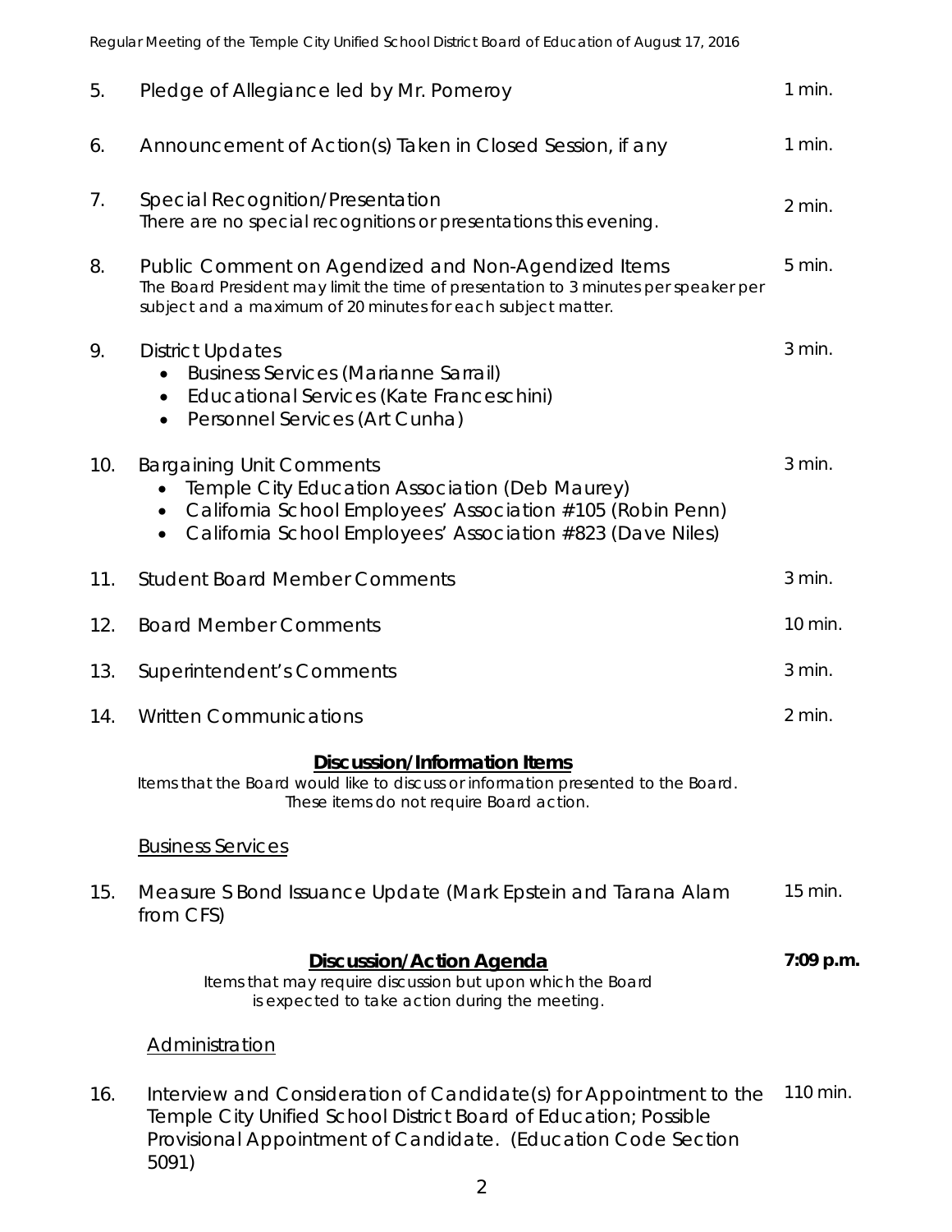5. Pledge of Allegiance led by Mr. Pomeroy — 1 min.

6. Announcement of Action(s) Taken in Closed Session, if any — 1 min.

7. Special Recognition/Presentation — 2 min.
   *There are no special recognitions or presentations this evening.*

8. Public Comment on Agendized and Non-Agendized Items — 5 min.
   *The Board President may limit the time of presentation to 3 minutes per speaker per subject and a maximum of 20 minutes for each subject matter.*

9. District Updates — 3 min.
   - Business Services (Marianne Sarrail)
   - Educational Services (Kate Franceschini)
   - Personnel Services (Art Cunha)

10. Bargaining Unit Comments — 3 min.
    - Temple City Education Association (Deb Maurey)
    - California School Employees' Association #105 (Robin Penn)
    - California School Employees' Association #823 (Dave Niles)

11. Student Board Member Comments — 3 min.

12. Board Member Comments — 10 min.

13. Superintendent's Comments — 3 min.

14. Written Communications — 2 min.

## Discussion/Information Items

*Items that the Board would like to discuss or information presented to the Board. These items do not require Board action.*

### Business Services

15. Measure S Bond Issuance Update (Mark Epstein and Tarana Alam from CFS) — 15 min.

## Discussion/Action Agenda — **7:09 p.m.**

*Items that may require discussion but upon which the Board is expected to take action during the meeting.*

### Administration

16. Interview and Consideration of Candidate(s) for Appointment to the Temple City Unified School District Board of Education; Possible Provisional Appointment of Candidate. (Education Code Section 5091) — 110 min.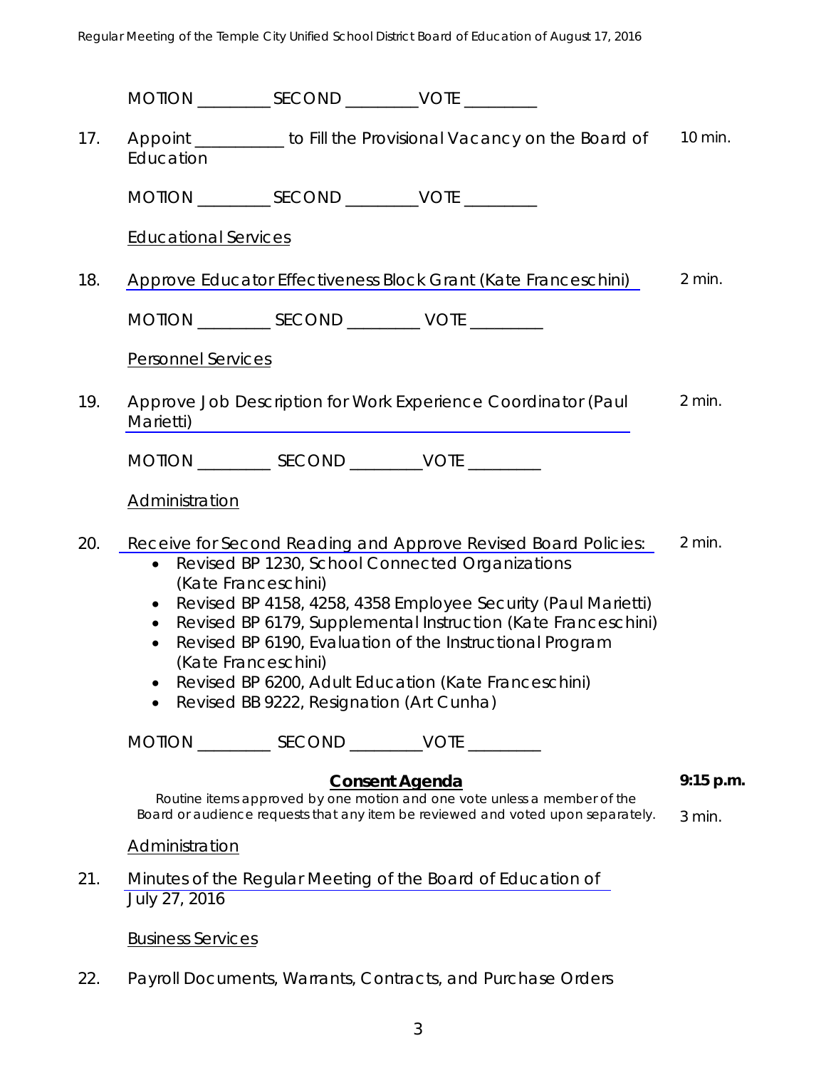MOTION _________ SECOND _________VOTE _________

17. Appoint ___________ to Fill the Provisional Vacancy on the Board of Education — 10 min.

MOTION _________ SECOND _________VOTE _________

Educational Services

18. Approve Educator Effectiveness Block Grant (Kate Franceschini) — 2 min.

MOTION _________ SECOND _________ VOTE _________

Personnel Services

19. Approve Job Description for Work Experience Coordinator (Paul Marietti) — 2 min.

MOTION _________ SECOND _________VOTE _________

Administration

20. Receive for Second Reading and Approve Revised Board Policies: — 2 min.
    - Revised BP 1230, School Connected Organizations (Kate Franceschini)
    - Revised BP 4158, 4258, 4358 Employee Security (Paul Marietti)
    - Revised BP 6179, Supplemental Instruction (Kate Franceschini)
    - Revised BP 6190, Evaluation of the Instructional Program (Kate Franceschini)
    - Revised BP 6200, Adult Education (Kate Franceschini)
    - Revised BB 9222, Resignation (Art Cunha)

MOTION _________ SECOND _________VOTE _________

**Consent Agenda** — **9:15 p.m.**

*Routine items approved by one motion and one vote unless a member of the Board or audience requests that any item be reviewed and voted upon separately.* — 3 min.

Administration

21. Minutes of the Regular Meeting of the Board of Education of July 27, 2016

Business Services

22. Payroll Documents, Warrants, Contracts, and Purchase Orders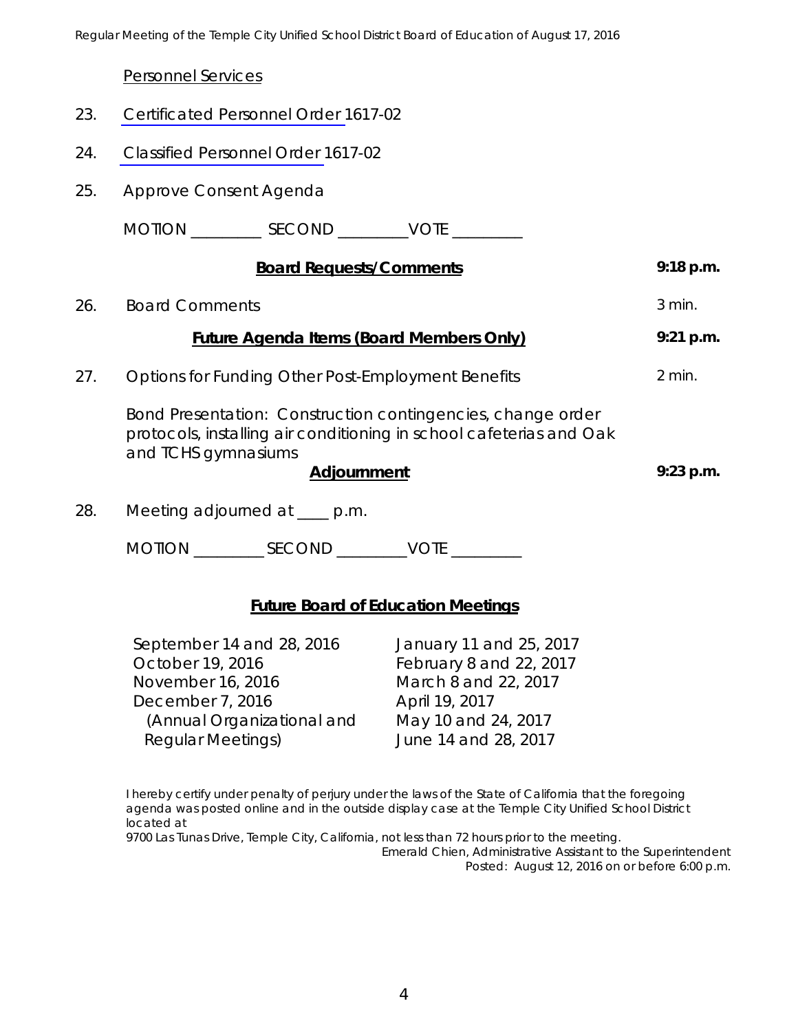Personnel Services

23. Certificated Personnel Order 1617-02

24. Classified Personnel Order 1617-02

25. Approve Consent Agenda

MOTION _________ SECOND _________VOTE _________

**Board Requests/Comments** **9:18 p.m.**

26. Board Comments 3 min.

**Future Agenda Items (Board Members Only)** **9:21 p.m.**

27. Options for Funding Other Post-Employment Benefits 2 min.

Bond Presentation: Construction contingencies, change order protocols, installing air conditioning in school cafeterias and Oak and TCHS gymnasiums

**Adjournment** **9:23 p.m.**

28. Meeting adjourned at ____ p.m.

MOTION _________ SECOND _________VOTE _________

**Future Board of Education Meetings**

| | |
|---|---|
| September 14 and 28, 2016 | January 11 and 25, 2017 |
| October 19, 2016 | February 8 and 22, 2017 |
| November 16, 2016 | March 8 and 22, 2017 |
| December 7, 2016 | April 19, 2017 |
| (Annual Organizational and | May 10 and 24, 2017 |
| Regular Meetings) | June 14 and 28, 2017 |

I hereby certify under penalty of perjury under the laws of the State of California that the foregoing agenda was posted online and in the outside display case at the Temple City Unified School District located at
9700 Las Tunas Drive, Temple City, California, not less than 72 hours prior to the meeting.

Emerald Chien, Administrative Assistant to the Superintendent
Posted: August 12, 2016 on or before 6:00 p.m.